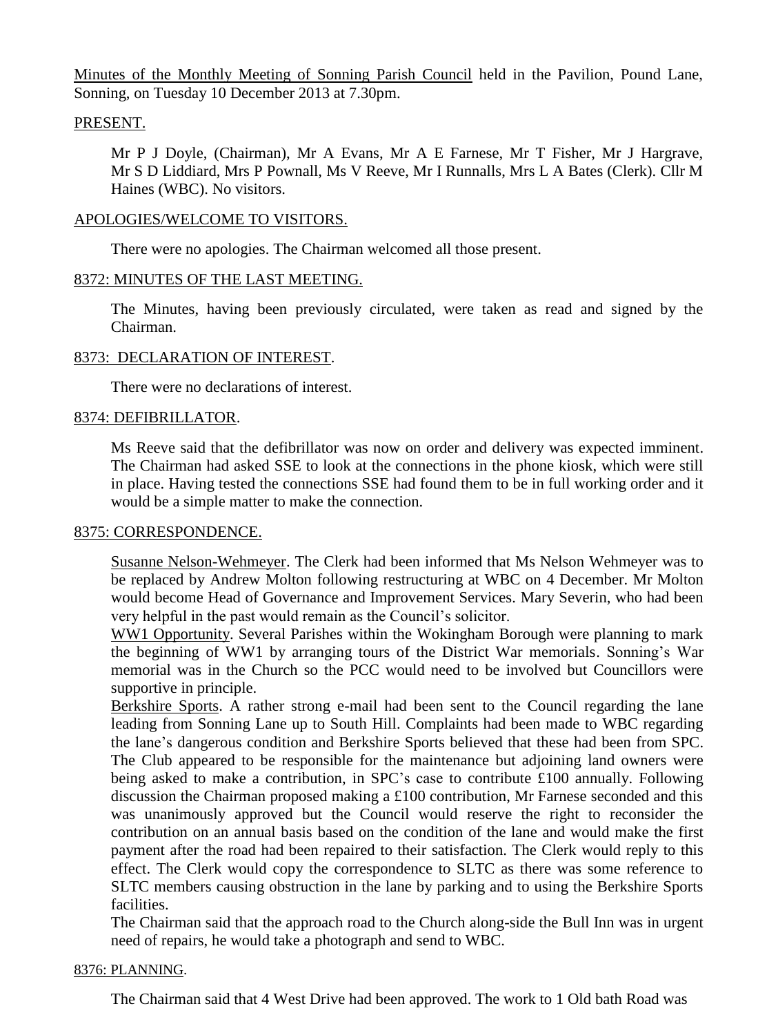Minutes of the Monthly Meeting of Sonning Parish Council held in the Pavilion, Pound Lane, Sonning, on Tuesday 10 December 2013 at 7.30pm.

## PRESENT.

Mr P J Doyle, (Chairman), Mr A Evans, Mr A E Farnese, Mr T Fisher, Mr J Hargrave, Mr S D Liddiard, Mrs P Pownall, Ms V Reeve, Mr I Runnalls, Mrs L A Bates (Clerk). Cllr M Haines (WBC). No visitors.

## APOLOGIES/WELCOME TO VISITORS.

There were no apologies. The Chairman welcomed all those present.

## 8372: MINUTES OF THE LAST MEETING.

The Minutes, having been previously circulated, were taken as read and signed by the Chairman.

## 8373: DECLARATION OF INTEREST.

There were no declarations of interest.

## 8374: DEFIBRILLATOR.

Ms Reeve said that the defibrillator was now on order and delivery was expected imminent. The Chairman had asked SSE to look at the connections in the phone kiosk, which were still in place. Having tested the connections SSE had found them to be in full working order and it would be a simple matter to make the connection.

## 8375: CORRESPONDENCE.

Susanne Nelson-Wehmeyer. The Clerk had been informed that Ms Nelson Wehmeyer was to be replaced by Andrew Molton following restructuring at WBC on 4 December. Mr Molton would become Head of Governance and Improvement Services. Mary Severin, who had been very helpful in the past would remain as the Council's solicitor.

WW1 Opportunity. Several Parishes within the Wokingham Borough were planning to mark the beginning of WW1 by arranging tours of the District War memorials. Sonning's War memorial was in the Church so the PCC would need to be involved but Councillors were supportive in principle.

Berkshire Sports. A rather strong e-mail had been sent to the Council regarding the lane leading from Sonning Lane up to South Hill. Complaints had been made to WBC regarding the lane's dangerous condition and Berkshire Sports believed that these had been from SPC. The Club appeared to be responsible for the maintenance but adjoining land owners were being asked to make a contribution, in SPC's case to contribute £100 annually. Following discussion the Chairman proposed making a £100 contribution, Mr Farnese seconded and this was unanimously approved but the Council would reserve the right to reconsider the contribution on an annual basis based on the condition of the lane and would make the first payment after the road had been repaired to their satisfaction. The Clerk would reply to this effect. The Clerk would copy the correspondence to SLTC as there was some reference to SLTC members causing obstruction in the lane by parking and to using the Berkshire Sports facilities.

The Chairman said that the approach road to the Church along-side the Bull Inn was in urgent need of repairs, he would take a photograph and send to WBC.

## 8376: PLANNING.

The Chairman said that 4 West Drive had been approved. The work to 1 Old bath Road was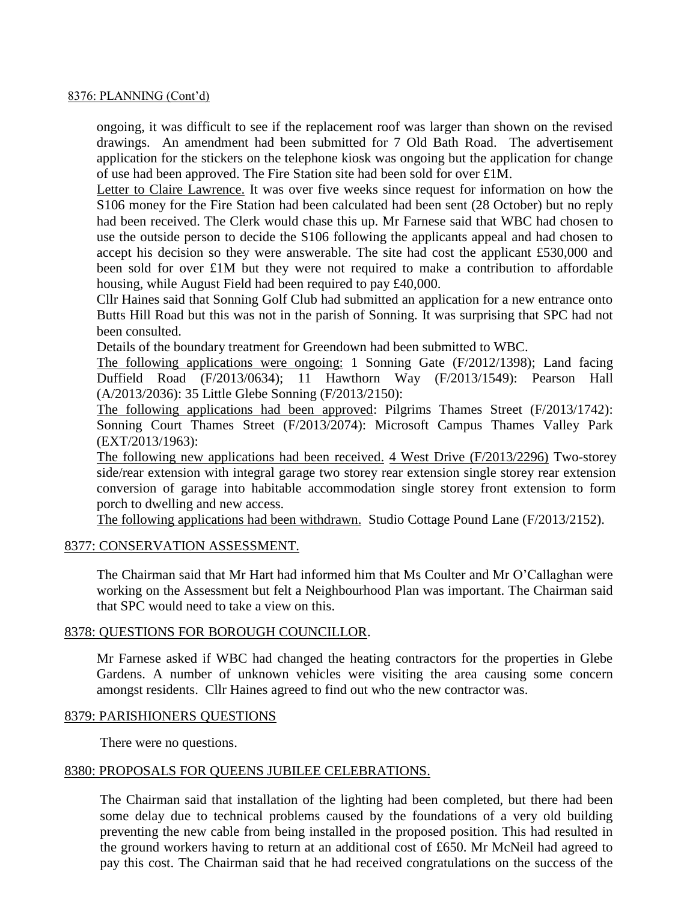8376: PLANNING (Cont'd)

ongoing, it was difficult to see if the replacement roof was larger than shown on the revised drawings. An amendment had been submitted for 7 Old Bath Road. The advertisement application for the stickers on the telephone kiosk was ongoing but the application for change of use had been approved. The Fire Station site had been sold for over £1M.

Letter to Claire Lawrence. It was over five weeks since request for information on how the S106 money for the Fire Station had been calculated had been sent (28 October) but no reply had been received. The Clerk would chase this up. Mr Farnese said that WBC had chosen to use the outside person to decide the S106 following the applicants appeal and had chosen to accept his decision so they were answerable. The site had cost the applicant £530,000 and been sold for over £1M but they were not required to make a contribution to affordable housing, while August Field had been required to pay £40,000.

Cllr Haines said that Sonning Golf Club had submitted an application for a new entrance onto Butts Hill Road but this was not in the parish of Sonning. It was surprising that SPC had not been consulted.

Details of the boundary treatment for Greendown had been submitted to WBC.

The following applications were ongoing: 1 Sonning Gate (F/2012/1398); Land facing Duffield Road (F/2013/0634); 11 Hawthorn Way (F/2013/1549): Pearson Hall (A/2013/2036): 35 Little Glebe Sonning (F/2013/2150):

The following applications had been approved: Pilgrims Thames Street (F/2013/1742): Sonning Court Thames Street (F/2013/2074): Microsoft Campus Thames Valley Park (EXT/2013/1963):

The following new applications had been received. 4 West Drive (F/2013/2296) Two-storey side/rear extension with integral garage two storey rear extension single storey rear extension conversion of garage into habitable accommodation single storey front extension to form porch to dwelling and new access.

The following applications had been withdrawn. Studio Cottage Pound Lane (F/2013/2152).

8377: CONSERVATION ASSESSMENT.

The Chairman said that Mr Hart had informed him that Ms Coulter and Mr O'Callaghan were working on the Assessment but felt a Neighbourhood Plan was important. The Chairman said that SPC would need to take a view on this.

8378: QUESTIONS FOR BOROUGH COUNCILLOR.

Mr Farnese asked if WBC had changed the heating contractors for the properties in Glebe Gardens. A number of unknown vehicles were visiting the area causing some concern amongst residents. Cllr Haines agreed to find out who the new contractor was.

8379: PARISHIONERS QUESTIONS

There were no questions.

8380: PROPOSALS FOR QUEENS JUBILEE CELEBRATIONS.

The Chairman said that installation of the lighting had been completed, but there had been some delay due to technical problems caused by the foundations of a very old building preventing the new cable from being installed in the proposed position. This had resulted in the ground workers having to return at an additional cost of £650. Mr McNeil had agreed to pay this cost. The Chairman said that he had received congratulations on the success of the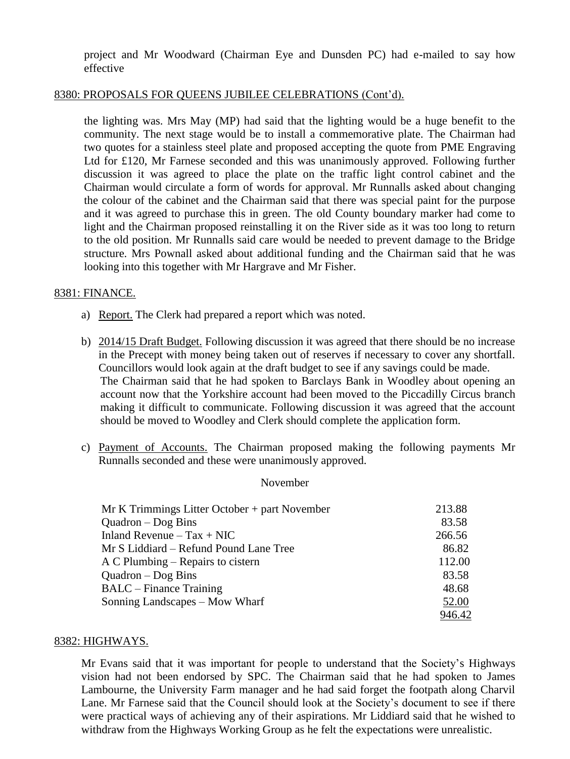project and Mr Woodward (Chairman Eye and Dunsden PC) had e-mailed to say how effective

8380: PROPOSALS FOR QUEENS JUBILEE CELEBRATIONS (Cont'd).

the lighting was. Mrs May (MP) had said that the lighting would be a huge benefit to the community. The next stage would be to install a commemorative plate. The Chairman had two quotes for a stainless steel plate and proposed accepting the quote from PME Engraving Ltd for £120, Mr Farnese seconded and this was unanimously approved. Following further discussion it was agreed to place the plate on the traffic light control cabinet and the Chairman would circulate a form of words for approval. Mr Runnalls asked about changing the colour of the cabinet and the Chairman said that there was special paint for the purpose and it was agreed to purchase this in green. The old County boundary marker had come to light and the Chairman proposed reinstalling it on the River side as it was too long to return to the old position. Mr Runnalls said care would be needed to prevent damage to the Bridge structure. Mrs Pownall asked about additional funding and the Chairman said that he was looking into this together with Mr Hargrave and Mr Fisher.

8381: FINANCE.

a) Report. The Clerk had prepared a report which was noted.

b) 2014/15 Draft Budget. Following discussion it was agreed that there should be no increase in the Precept with money being taken out of reserves if necessary to cover any shortfall. Councillors would look again at the draft budget to see if any savings could be made.
   The Chairman said that he had spoken to Barclays Bank in Woodley about opening an account now that the Yorkshire account had been moved to the Piccadilly Circus branch making it difficult to communicate. Following discussion it was agreed that the account should be moved to Woodley and Clerk should complete the application form.

c) Payment of Accounts. The Chairman proposed making the following payments Mr Runnalls seconded and these were unanimously approved.

November

| | |
|---|---|
| Mr K Trimmings Litter October + part November | 213.88 |
| Quadron – Dog Bins | 83.58 |
| Inland Revenue – Tax + NIC | 266.56 |
| Mr S Liddiard – Refund Pound Lane Tree | 86.82 |
| A C Plumbing – Repairs to cistern | 112.00 |
| Quadron – Dog Bins | 83.58 |
| BALC – Finance Training | 48.68 |
| Sonning Landscapes – Mow Wharf | 52.00 |
| | 946.42 |

8382: HIGHWAYS.

Mr Evans said that it was important for people to understand that the Society's Highways vision had not been endorsed by SPC. The Chairman said that he had spoken to James Lambourne, the University Farm manager and he had said forget the footpath along Charvil Lane. Mr Farnese said that the Council should look at the Society's document to see if there were practical ways of achieving any of their aspirations. Mr Liddiard said that he wished to withdraw from the Highways Working Group as he felt the expectations were unrealistic.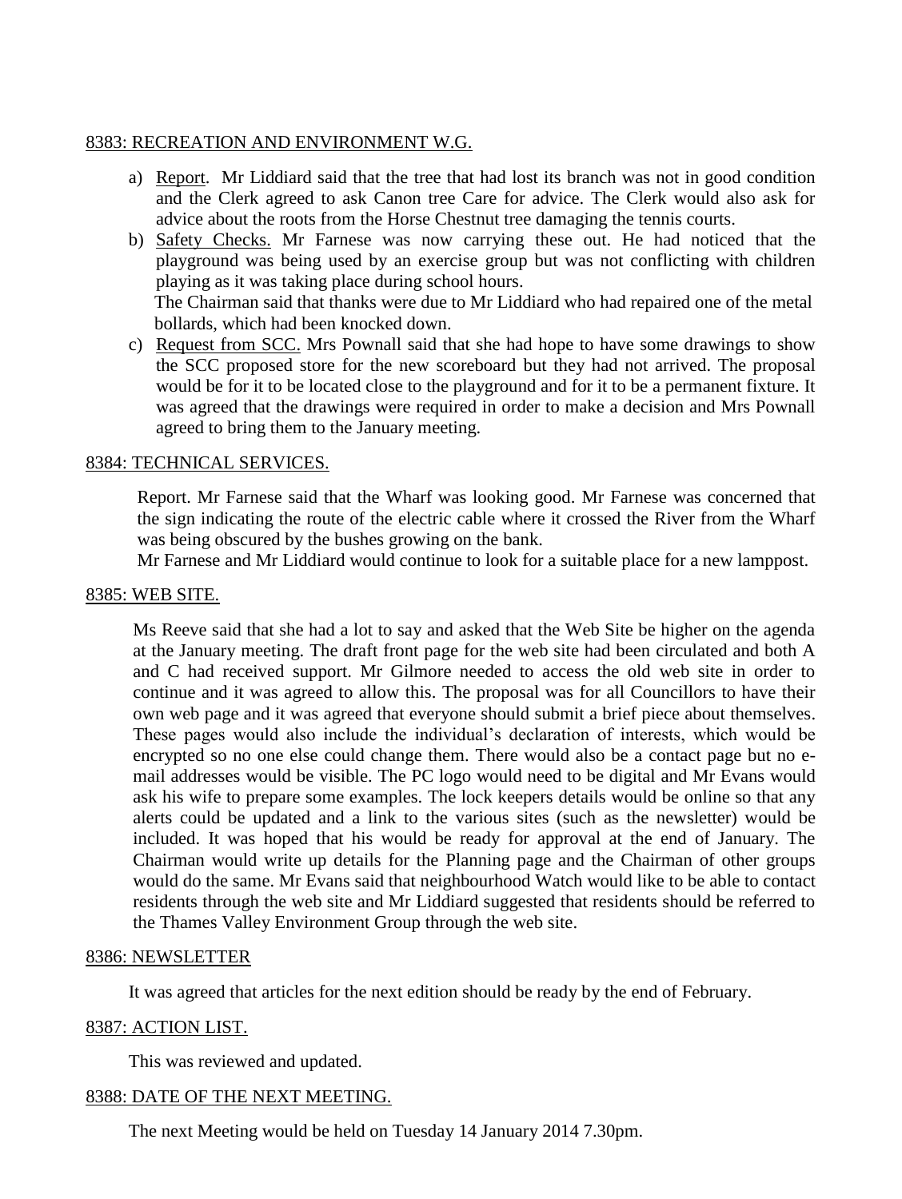8383: RECREATION AND ENVIRONMENT W.G.

a) Report. Mr Liddiard said that the tree that had lost its branch was not in good condition and the Clerk agreed to ask Canon tree Care for advice. The Clerk would also ask for advice about the roots from the Horse Chestnut tree damaging the tennis courts.
b) Safety Checks. Mr Farnese was now carrying these out. He had noticed that the playground was being used by an exercise group but was not conflicting with children playing as it was taking place during school hours.
   The Chairman said that thanks were due to Mr Liddiard who had repaired one of the metal bollards, which had been knocked down.
c) Request from SCC. Mrs Pownall said that she had hope to have some drawings to show the SCC proposed store for the new scoreboard but they had not arrived. The proposal would be for it to be located close to the playground and for it to be a permanent fixture. It was agreed that the drawings were required in order to make a decision and Mrs Pownall agreed to bring them to the January meeting.

8384: TECHNICAL SERVICES.

Report. Mr Farnese said that the Wharf was looking good. Mr Farnese was concerned that the sign indicating the route of the electric cable where it crossed the River from the Wharf was being obscured by the bushes growing on the bank.
Mr Farnese and Mr Liddiard would continue to look for a suitable place for a new lamppost.

8385: WEB SITE.

Ms Reeve said that she had a lot to say and asked that the Web Site be higher on the agenda at the January meeting. The draft front page for the web site had been circulated and both A and C had received support. Mr Gilmore needed to access the old web site in order to continue and it was agreed to allow this. The proposal was for all Councillors to have their own web page and it was agreed that everyone should submit a brief piece about themselves. These pages would also include the individual's declaration of interests, which would be encrypted so no one else could change them. There would also be a contact page but no e-mail addresses would be visible. The PC logo would need to be digital and Mr Evans would ask his wife to prepare some examples. The lock keepers details would be online so that any alerts could be updated and a link to the various sites (such as the newsletter) would be included. It was hoped that his would be ready for approval at the end of January. The Chairman would write up details for the Planning page and the Chairman of other groups would do the same. Mr Evans said that neighbourhood Watch would like to be able to contact residents through the web site and Mr Liddiard suggested that residents should be referred to the Thames Valley Environment Group through the web site.

8386: NEWSLETTER

It was agreed that articles for the next edition should be ready by the end of February.

8387: ACTION LIST.

This was reviewed and updated.

8388: DATE OF THE NEXT MEETING.

The next Meeting would be held on Tuesday 14 January 2014 7.30pm.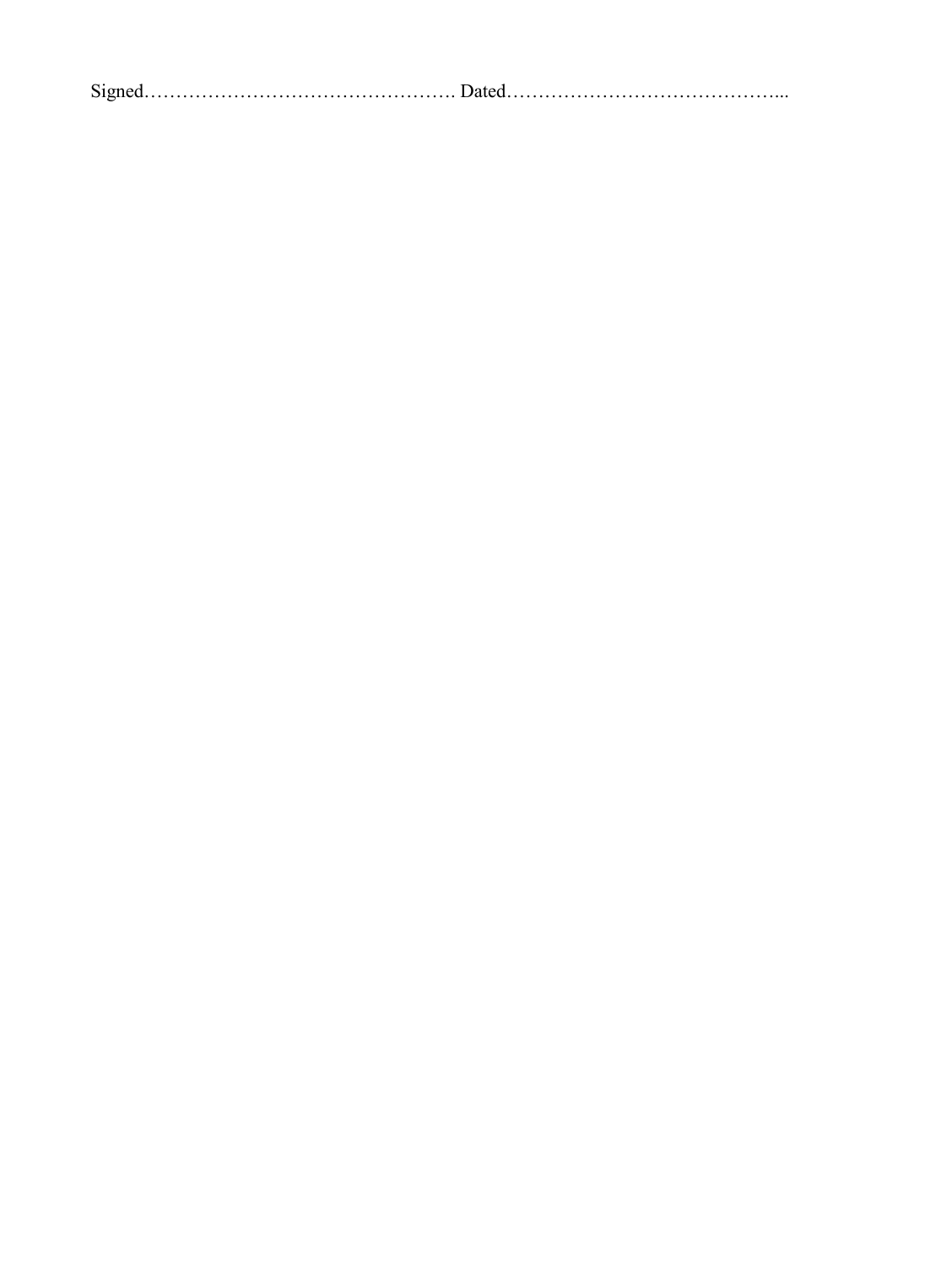Signed…………………………………………. Dated……………………………………...